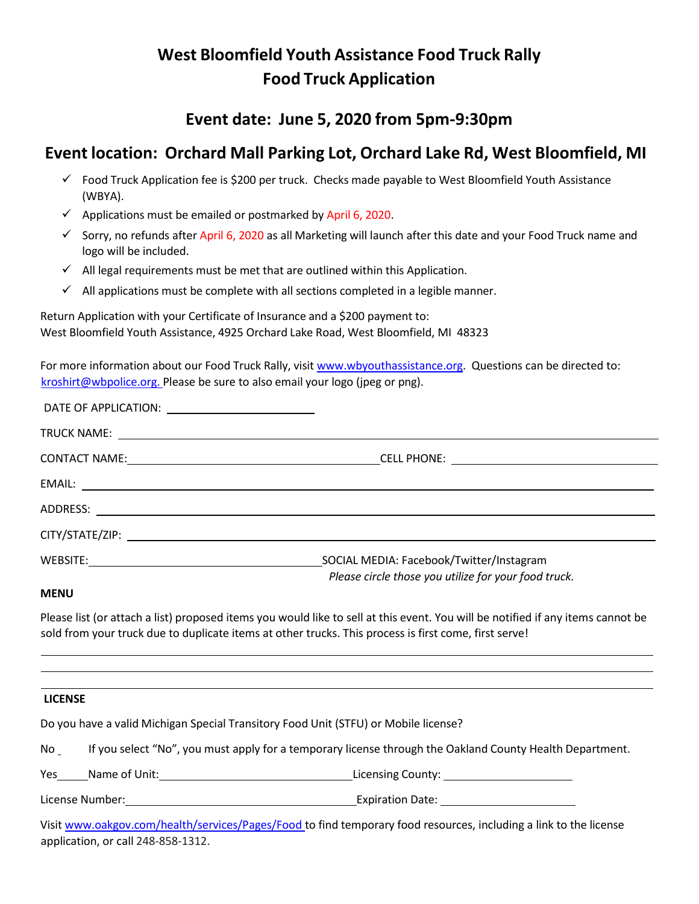# West Bloomfield Youth Assistance Food Truck Rally
# Food Truck Application

## Event date: June 5, 2020 from 5pm-9:30pm

## Event location: Orchard Mall Parking Lot, Orchard Lake Rd, West Bloomfield, MI

- ✓ Food Truck Application fee is $200 per truck. Checks made payable to West Bloomfield Youth Assistance (WBYA).
- ✓ Applications must be emailed or postmarked by April 6, 2020.
- ✓ Sorry, no refunds after April 6, 2020 as all Marketing will launch after this date and your Food Truck name and logo will be included.
- ✓ All legal requirements must be met that are outlined within this Application.
- ✓ All applications must be complete with all sections completed in a legible manner.

Return Application with your Certificate of Insurance and a $200 payment to:
West Bloomfield Youth Assistance, 4925 Orchard Lake Road, West Bloomfield, MI 48323

For more information about our Food Truck Rally, visit www.wbyouthassistance.org. Questions can be directed to: kroshirt@wbpolice.org. Please be sure to also email your logo (jpeg or png).

DATE OF APPLICATION: ____________________

TRUCK NAME: ____________________________________________

CONTACT NAME: ______________________ CELL PHONE: ______________________

EMAIL: ____________________________________________

ADDRESS: ____________________________________________

CITY/STATE/ZIP: ____________________________________________

WEBSITE: ______________________ SOCIAL MEDIA: Facebook/Twitter/Instagram
*Please circle those you utilize for your food truck.*

**MENU**

Please list (or attach a list) proposed items you would like to sell at this event. You will be notified if any items cannot be sold from your truck due to duplicate items at other trucks. This process is first come, first serve!

____________________________________________

____________________________________________

____________________________________________

**LICENSE**

Do you have a valid Michigan Special Transitory Food Unit (STFU) or Mobile license?

No __ If you select "No", you must apply for a temporary license through the Oakland County Health Department.

Yes ____ Name of Unit: ______________________ Licensing County: ______________________

License Number: ______________________ Expiration Date: ______________________

Visit www.oakgov.com/health/services/Pages/Food to find temporary food resources, including a link to the license application, or call 248-858-1312.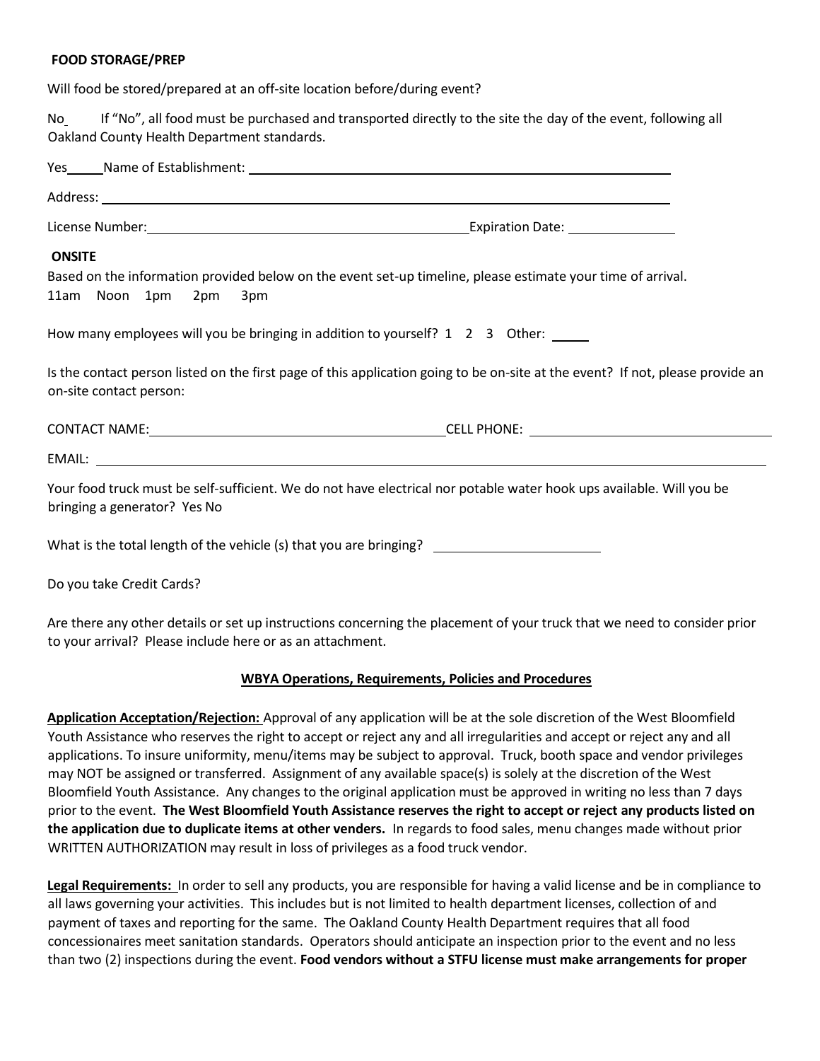**FOOD STORAGE/PREP**

Will food be stored/prepared at an off-site location before/during event?

No_ If "No", all food must be purchased and transported directly to the site the day of the event, following all Oakland County Health Department standards.

Yes_____ Name of Establishment: ____________________________________________

Address: ____________________________________________

License Number: ______________________________ Expiration Date: ______________

**ONSITE**

Based on the information provided below on the event set-up timeline, please estimate your time of arrival.

11am Noon 1pm 2pm 3pm

How many employees will you be bringing in addition to yourself? 1 2 3 Other: _____

Is the contact person listed on the first page of this application going to be on-site at the event? If not, please provide an on-site contact person:

CONTACT NAME: ______________________________ CELL PHONE: ______________________________

EMAIL: ____________________________________________

Your food truck must be self-sufficient. We do not have electrical nor potable water hook ups available. Will you be bringing a generator? Yes No

What is the total length of the vehicle (s) that you are bringing? ______________________

Do you take Credit Cards?

Are there any other details or set up instructions concerning the placement of your truck that we need to consider prior to your arrival? Please include here or as an attachment.

**WBYA Operations, Requirements, Policies and Procedures**

**Application Acceptation/Rejection:** Approval of any application will be at the sole discretion of the West Bloomfield Youth Assistance who reserves the right to accept or reject any and all irregularities and accept or reject any and all applications. To insure uniformity, menu/items may be subject to approval. Truck, booth space and vendor privileges may NOT be assigned or transferred. Assignment of any available space(s) is solely at the discretion of the West Bloomfield Youth Assistance. Any changes to the original application must be approved in writing no less than 7 days prior to the event. **The West Bloomfield Youth Assistance reserves the right to accept or reject any products listed on the application due to duplicate items at other venders.** In regards to food sales, menu changes made without prior WRITTEN AUTHORIZATION may result in loss of privileges as a food truck vendor.

**Legal Requirements:** In order to sell any products, you are responsible for having a valid license and be in compliance to all laws governing your activities. This includes but is not limited to health department licenses, collection of and payment of taxes and reporting for the same. The Oakland County Health Department requires that all food concessionaires meet sanitation standards. Operators should anticipate an inspection prior to the event and no less than two (2) inspections during the event. **Food vendors without a STFU license must make arrangements for proper**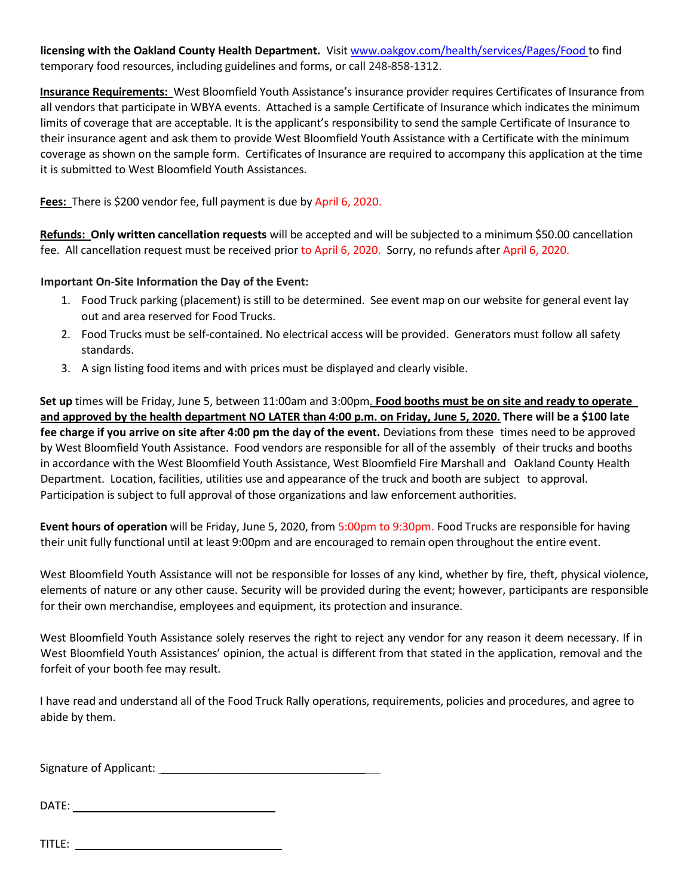**licensing with the Oakland County Health Department.** Visit www.oakgov.com/health/services/Pages/Food to find temporary food resources, including guidelines and forms, or call 248-858-1312.

**Insurance Requirements:** West Bloomfield Youth Assistance's insurance provider requires Certificates of Insurance from all vendors that participate in WBYA events. Attached is a sample Certificate of Insurance which indicates the minimum limits of coverage that are acceptable. It is the applicant's responsibility to send the sample Certificate of Insurance to their insurance agent and ask them to provide West Bloomfield Youth Assistance with a Certificate with the minimum coverage as shown on the sample form. Certificates of Insurance are required to accompany this application at the time it is submitted to West Bloomfield Youth Assistances.

**Fees:** There is $200 vendor fee, full payment is due by April 6, 2020.

**Refunds: Only written cancellation requests** will be accepted and will be subjected to a minimum $50.00 cancellation fee. All cancellation request must be received prior to April 6, 2020. Sorry, no refunds after April 6, 2020.

**Important On-Site Information the Day of the Event:**

1. Food Truck parking (placement) is still to be determined. See event map on our website for general event lay out and area reserved for Food Trucks.
2. Food Trucks must be self-contained. No electrical access will be provided. Generators must follow all safety standards.
3. A sign listing food items and with prices must be displayed and clearly visible.

**Set up** times will be Friday, June 5, between 11:00am and 3:00pm. **Food booths must be on site and ready to operate and approved by the health department NO LATER than 4:00 p.m. on Friday, June 5, 2020. There will be a $100 late fee charge if you arrive on site after 4:00 pm the day of the event.** Deviations from these times need to be approved by West Bloomfield Youth Assistance. Food vendors are responsible for all of the assembly of their trucks and booths in accordance with the West Bloomfield Youth Assistance, West Bloomfield Fire Marshall and Oakland County Health Department. Location, facilities, utilities use and appearance of the truck and booth are subject to approval. Participation is subject to full approval of those organizations and law enforcement authorities.

**Event hours of operation** will be Friday, June 5, 2020, from 5:00pm to 9:30pm. Food Trucks are responsible for having their unit fully functional until at least 9:00pm and are encouraged to remain open throughout the entire event.

West Bloomfield Youth Assistance will not be responsible for losses of any kind, whether by fire, theft, physical violence, elements of nature or any other cause. Security will be provided during the event; however, participants are responsible for their own merchandise, employees and equipment, its protection and insurance.

West Bloomfield Youth Assistance solely reserves the right to reject any vendor for any reason it deem necessary. If in West Bloomfield Youth Assistances' opinion, the actual is different from that stated in the application, removal and the forfeit of your booth fee may result.

I have read and understand all of the Food Truck Rally operations, requirements, policies and procedures, and agree to abide by them.

Signature of Applicant: ___________________________________

DATE: ___________________________________

TITLE: ___________________________________